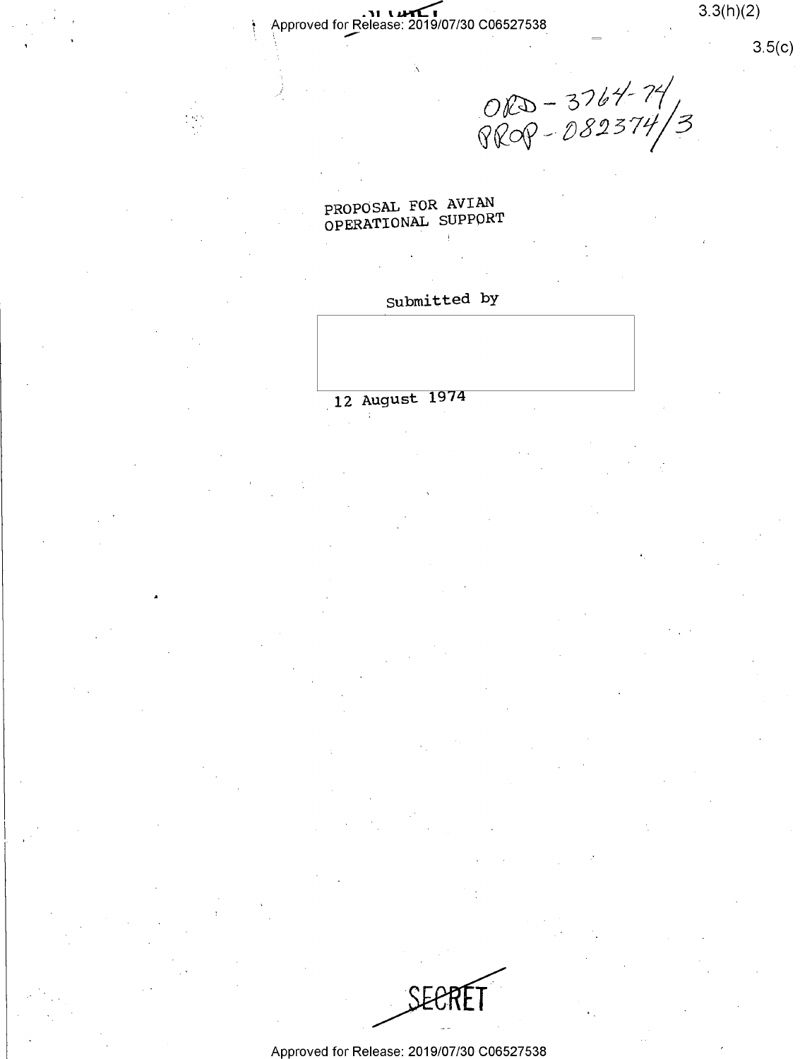ORD - 3764-74/
PROP - 082374/3

# PROPOSAL FOR AVIAN OPERATIONAL SUPPORT

Submitted by

12 August 1974

SECRET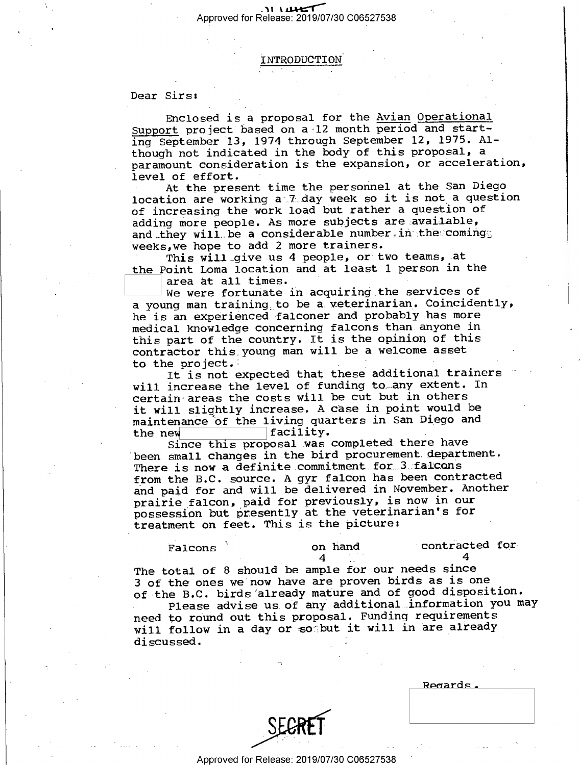# INTRODUCTION

Dear Sirs:

Enclosed is a proposal for the Avian Operational Support project based on a 12 month period and starting September 13, 1974 through September 12, 1975. Although not indicated in the body of this proposal, a paramount consideration is the expansion, or acceleration, level of effort.

At the present time the personnel at the San Diego location are working a 7 day week so it is not a question of increasing the work load but rather a question of adding more people. As more subjects are available, and they will be a considerable number in the coming weeks, we hope to add 2 more trainers.

This will give us 4 people, or two teams, at the Point Loma location and at least 1 person in the [redacted] area at all times.

We were fortunate in acquiring the services of a young man training to be a veterinarian. Coincidentally, he is an experienced falconer and probably has more medical knowledge concerning falcons than anyone in this part of the country. It is the opinion of this contractor this young man will be a welcome asset to the project.

It is not expected that these additional trainers will increase the level of funding to any extent. In certain areas the costs will be cut but in others it will slightly increase. A case in point would be maintenance of the living quarters in San Diego and the new [redacted] facility.

Since this proposal was completed there have been small changes in the bird procurement department. There is now a definite commitment for 3 falcons from the B.C. source. A gyr falcon has been contracted and paid for and will be delivered in November. Another prairie falcon, paid for previously, is now in our possession but presently at the veterinarian's for treatment on feet. This is the picture:

| Falcons | on hand | contracted for |
|---|---|---|
| | 4 | 4 |

The total of 8 should be ample for our needs since 3 of the ones we now have are proven birds as is one of the B.C. birds already mature and of good disposition.

Please advise us of any additional information you may need to round out this proposal. Funding requirements will follow in a day or so but it will in are already discussed.

Regards,

[redacted]

SECRET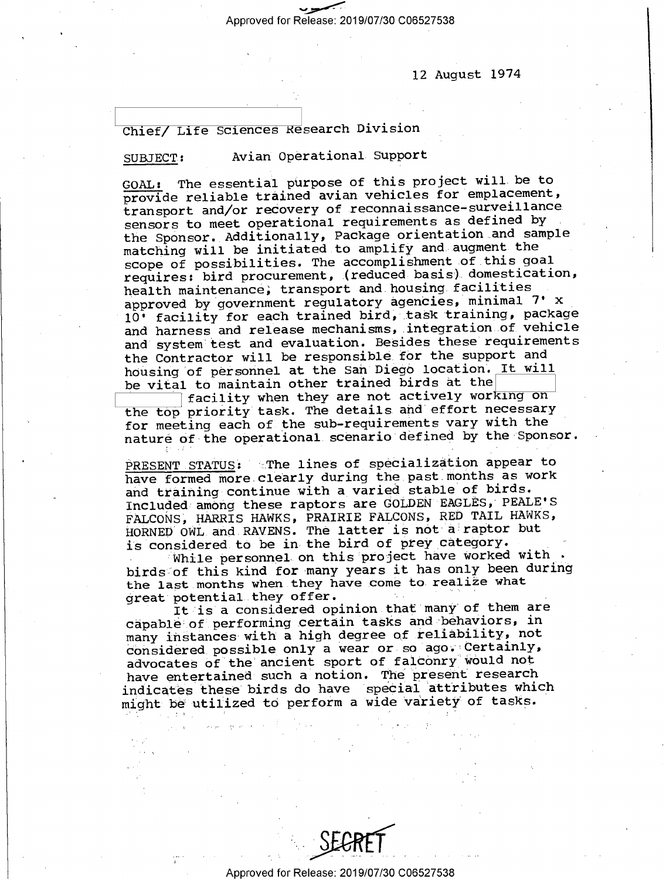12 August 1974

Chief/ Life Sciences Research Division

SUBJECT: Avian Operational Support

GOAL: The essential purpose of this project will be to provide reliable trained avian vehicles for emplacement, transport and/or recovery of reconnaissance-surveillance sensors to meet operational requirements as defined by the Sponsor. Additionally, Package orientation and sample matching will be initiated to amplify and augment the scope of possibilities. The accomplishment of this goal requires: bird procurement, (reduced basis) domestication, health maintenance, transport and housing facilities approved by government regulatory agencies, minimal 7' x 10' facility for each trained bird, task training, package and harness and release mechanisms, integration of vehicle and system test and evaluation. Besides these requirements the Contractor will be responsible for the support and housing of personnel at the San Diego location. It will be vital to maintain other trained birds at the [ ] facility when they are not actively working on the top priority task. The details and effort necessary for meeting each of the sub-requirements vary with the nature of the operational scenario defined by the Sponsor.

PRESENT STATUS: The lines of specialization appear to have formed more clearly during the past months as work and training continue with a varied stable of birds. Included among these raptors are GOLDEN EAGLES, PEALE'S FALCONS, HARRIS HAWKS, PRAIRIE FALCONS, RED TAIL HAWKS, HORNED OWL and RAVENS. The latter is not a raptor but is considered to be in the bird of prey category.

While personnel on this project have worked with birds of this kind for many years it has only been during the last months when they have come to realize what great potential they offer.

It is a considered opinion that many of them are capable of performing certain tasks and behaviors, in many instances with a high degree of reliability, not considered possible only a wear or so ago. Certainly, advocates of the ancient sport of falconry would not have entertained such a notion. The present research indicates these birds do have special attributes which might be utilized to perform a wide variety of tasks.

SECRET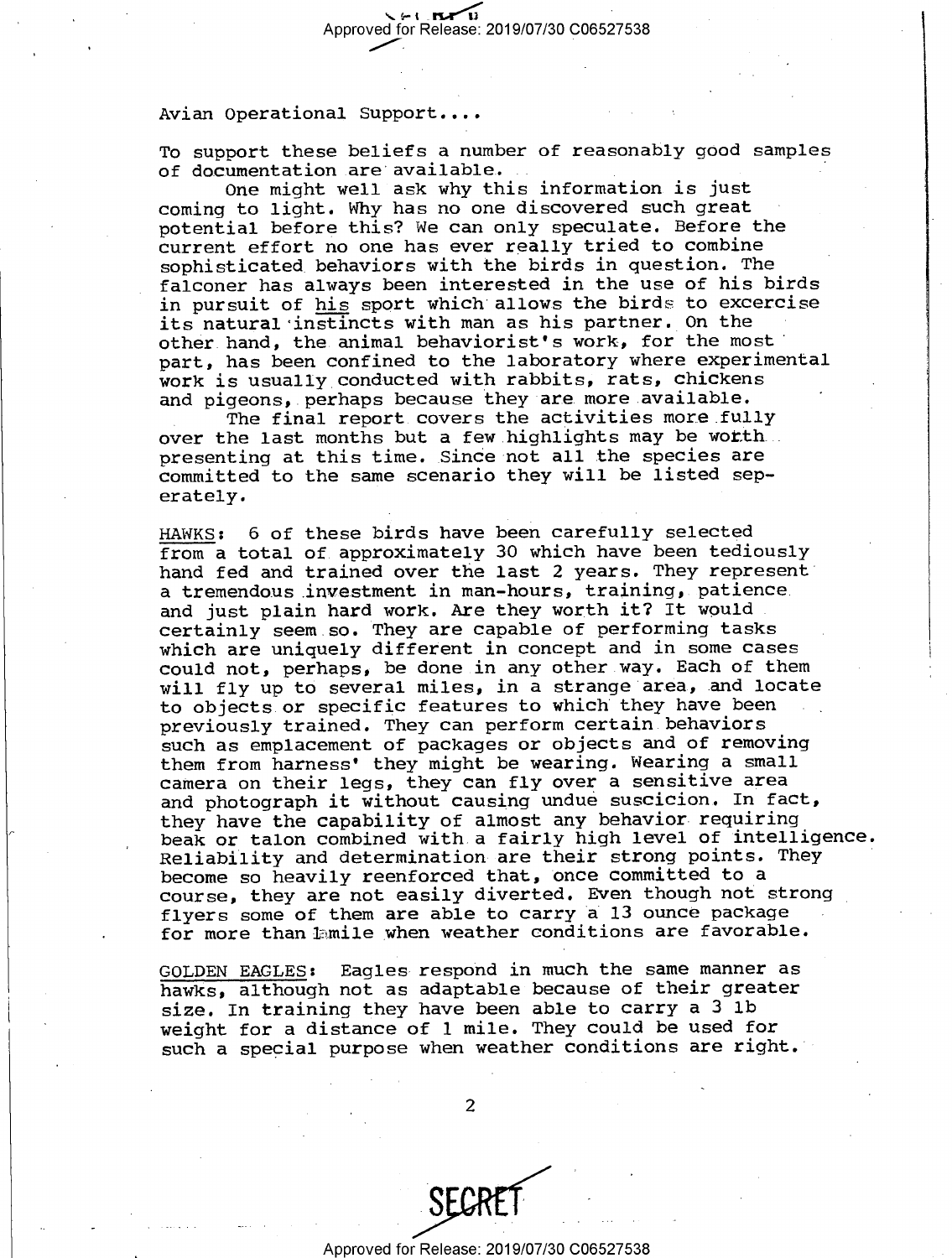Avian Operational Support....

To support these beliefs a number of reasonably good samples of documentation are available.

One might well ask why this information is just coming to light. Why has no one discovered such great potential before this? We can only speculate. Before the current effort no one has ever really tried to combine sophisticated behaviors with the birds in question. The falconer has always been interested in the use of his birds in pursuit of <u>his</u> sport which allows the birds to excercise its natural instincts with man as his partner. On the other hand, the animal behaviorist's work, for the most part, has been confined to the laboratory where experimental work is usually conducted with rabbits, rats, chickens and pigeons, perhaps because they are more available.

The final report covers the activities more fully over the last months but a few highlights may be worth presenting at this time. Since not all the species are committed to the same scenario they will be listed seperately.

<u>HAWKS</u>: 6 of these birds have been carefully selected from a total of approximately 30 which have been tediously hand fed and trained over the last 2 years. They represent a tremendous investment in man-hours, training, patience and just plain hard work. Are they worth it? It would certainly seem so. They are capable of performing tasks which are uniquely different in concept and in some cases could not, perhaps, be done in any other way. Each of them will fly up to several miles, in a strange area, and locate to objects or specific features to which they have been previously trained. They can perform certain behaviors such as emplacement of packages or objects and of removing them from harness' they might be wearing. Wearing a small camera on their legs, they can fly over a sensitive area and photograph it without causing undue suscicion. In fact, they have the capability of almost any behavior requiring beak or talon combined with a fairly high level of intelligence. Reliability and determination are their strong points. They become so heavily reenforced that, once committed to a course, they are not easily diverted. Even though not strong flyers some of them are able to carry a 13 ounce package for more than 1 mile when weather conditions are favorable.

<u>GOLDEN EAGLES</u>: Eagles respond in much the same manner as hawks, although not as adaptable because of their greater size. In training they have been able to carry a 3 lb weight for a distance of 1 mile. They could be used for such a special purpose when weather conditions are right.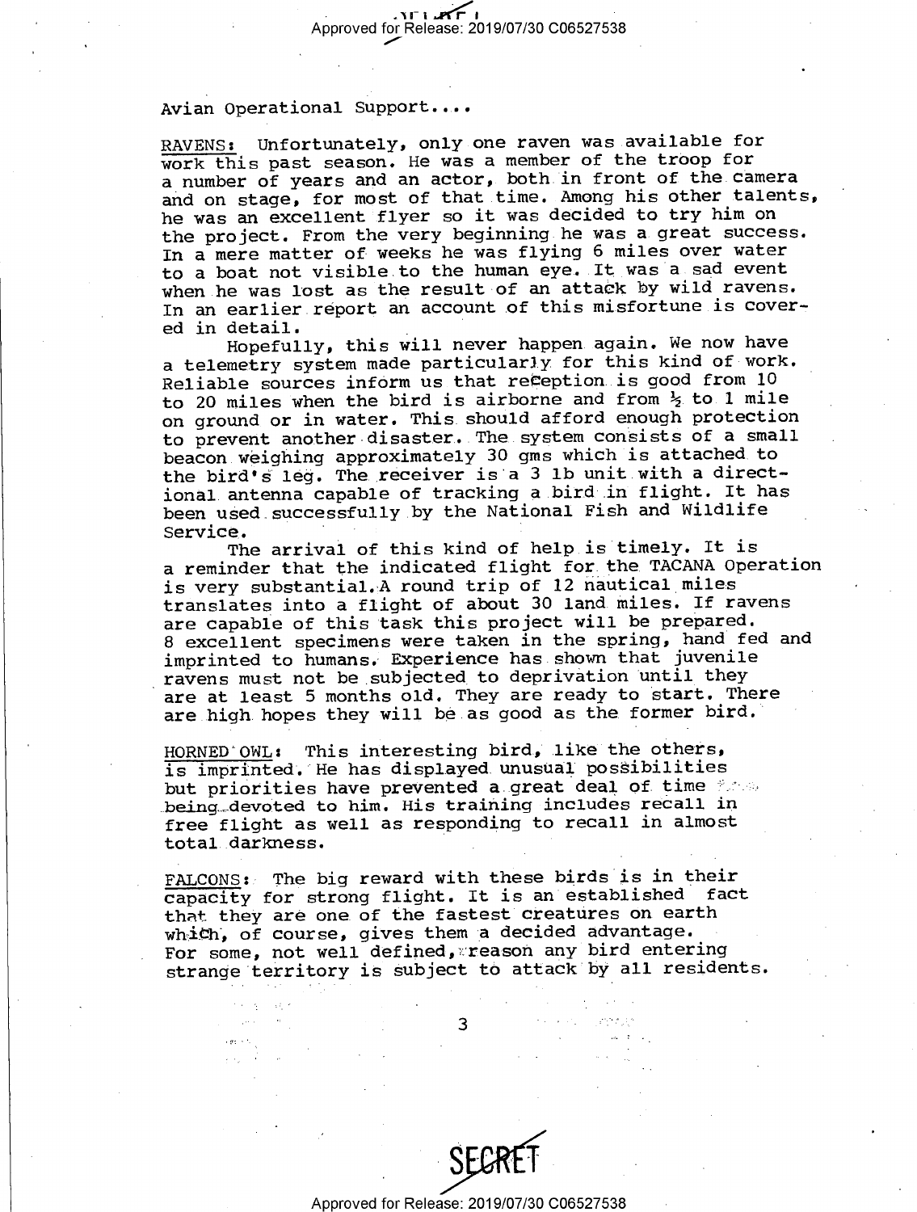Avian Operational Support....

<u>RAVENS</u>: Unfortunately, only one raven was available for work this past season. He was a member of the troop for a number of years and an actor, both in front of the camera and on stage, for most of that time. Among his other talents, he was an excellent flyer so it was decided to try him on the project. From the very beginning he was a great success. In a mere matter of weeks he was flying 6 miles over water to a boat not visible to the human eye. It was a sad event when he was lost as the result of an attack by wild ravens. In an earlier report an account of this misfortune is covered in detail.

Hopefully, this will never happen again. We now have a telemetry system made particularly for this kind of work. Reliable sources inform us that reception is good from 10 to 20 miles when the bird is airborne and from ½ to 1 mile on ground or in water. This should afford enough protection to prevent another disaster. The system consists of a small beacon weighing approximately 30 gms which is attached to the bird's leg. The receiver is a 3 lb unit with a directional antenna capable of tracking a bird in flight. It has been used successfully by the National Fish and Wildlife Service.

The arrival of this kind of help is timely. It is a reminder that the indicated flight for the TACANA Operation is very substantial. A round trip of 12 nautical miles translates into a flight of about 30 land miles. If ravens are capable of this task this project will be prepared. 8 excellent specimens were taken in the spring, hand fed and imprinted to humans. Experience has shown that juvenile ravens must not be subjected to deprivation until they are at least 5 months old. They are ready to start. There are high hopes they will be as good as the former bird.

<u>HORNED OWL</u>: This interesting bird, like the others, is imprinted. He has displayed unusual possibilities but priorities have prevented a great deal of time being devoted to him. His training includes recall in free flight as well as responding to recall in almost total darkness.

<u>FALCONS</u>: The big reward with these birds is in their capacity for strong flight. It is an established fact that they are one of the fastest creatures on earth which, of course, gives them a decided advantage. For some, not well defined, reason any bird entering strange territory is subject to attack by all residents.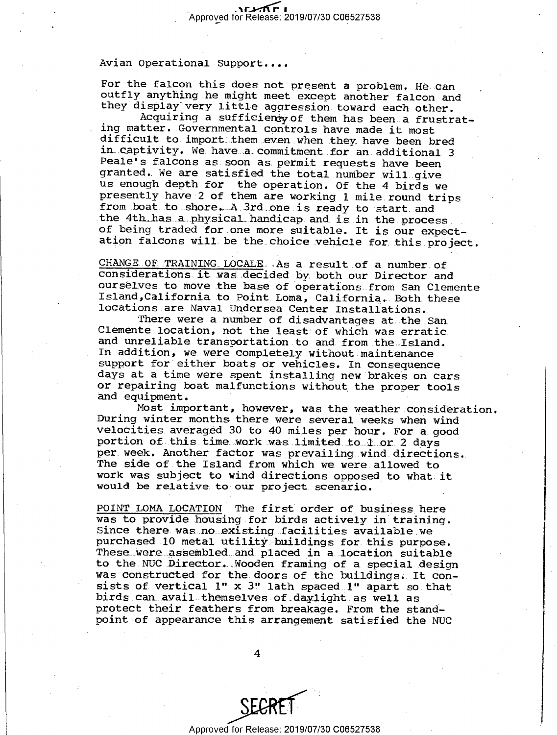Avian Operational Support....

For the falcon this does not present a problem. He can outfly anything he might meet except another falcon and they display very little aggression toward each other.

Acquiring a sufficiency of them has been a frustrating matter. Governmental controls have made it most difficult to import them even when they have been bred in captivity. We have a commitment for an additional 3 Peale's falcons as soon as permit requests have been granted. We are satisfied the total number will give us enough depth for the operation. Of the 4 birds we presently have 2 of them are working 1 mile round trips from boat to shore. A 3rd one is ready to start and the 4th has a physical handicap and is in the process of being traded for one more suitable. It is our expectation falcons will be the choice vehicle for this project.

CHANGE OF TRAINING LOCALE. As a result of a number of considerations it was decided by both our Director and ourselves to move the base of operations from San Clemente Island, California to Point Loma, California. Both these locations are Naval Undersea Center Installations.

There were a number of disadvantages at the San Clemente location, not the least of which was erratic and unreliable transportation to and from the Island. In addition, we were completely without maintenance support for either boats or vehicles. In consequence days at a time were spent installing new brakes on cars or repairing boat malfunctions without the proper tools and equipment.

Most important, however, was the weather consideration. During winter months there were several weeks when wind velocities averaged 30 to 40 miles per hour. For a good portion of this time work was limited to 1 or 2 days per week. Another factor was prevailing wind directions. The side of the Island from which we were allowed to work was subject to wind directions opposed to what it would be relative to our project scenario.

POINT LOMA LOCATION The first order of business here was to provide housing for birds actively in training. Since there was no existing facilities available we purchased 10 metal utility buildings for this purpose. These were assembled and placed in a location suitable to the NUC Director. Wooden framing of a special design was constructed for the doors of the buildings. It consists of vertical 1" x 3" lath spaced 1" apart so that birds can avail themselves of daylight as well as protect their feathers from breakage. From the standpoint of appearance this arrangement satisfied the NUC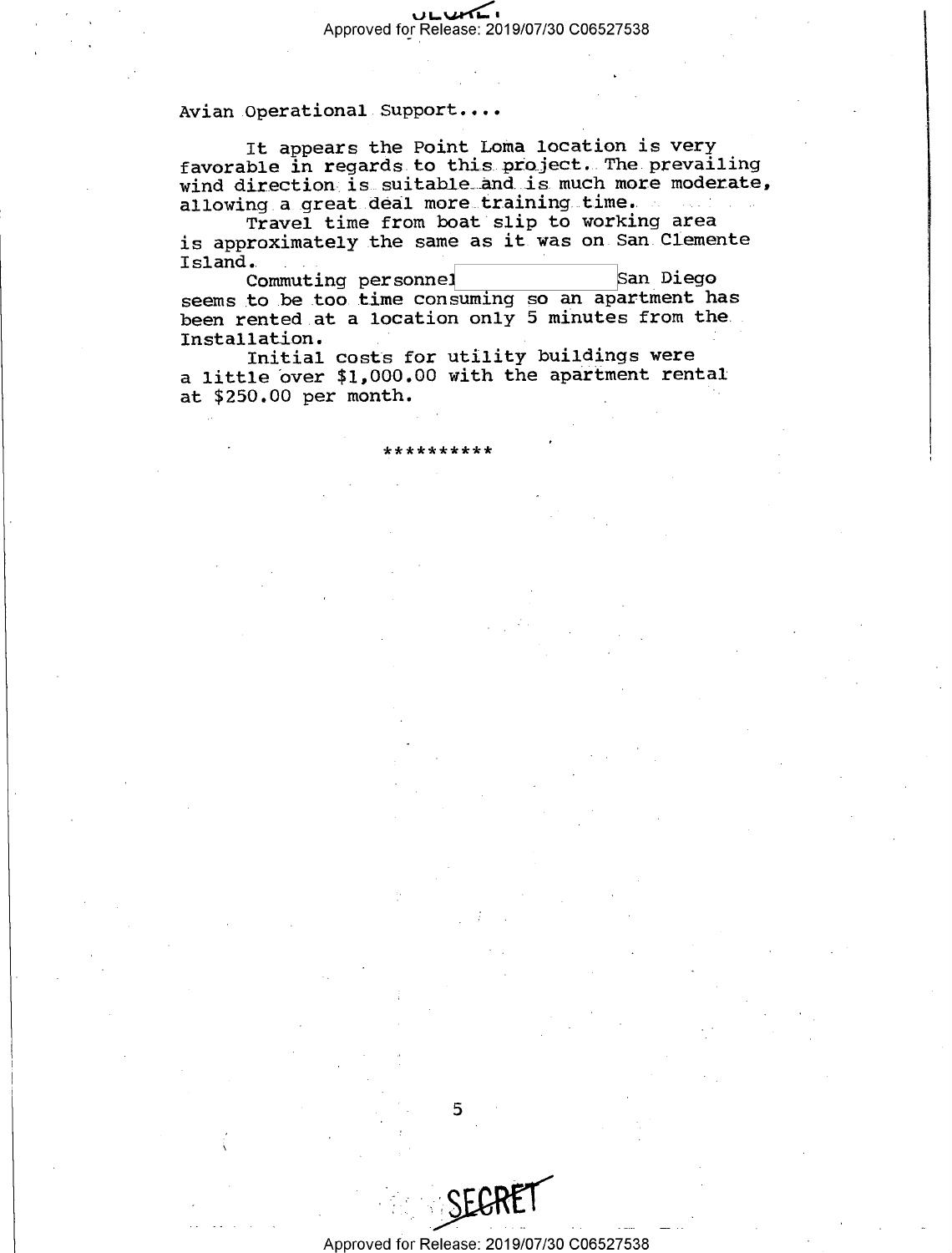Avian Operational Support....

It appears the Point Loma location is very favorable in regards to this project. The prevailing wind direction is suitable and is much more moderate, allowing a great deal more training time.

Travel time from boat slip to working area is approximately the same as it was on San Clemente Island.

Commuting personnel [redacted] San Diego seems to be too time consuming so an apartment has been rented at a location only 5 minutes from the Installation.

Initial costs for utility buildings were a little over $1,000.00 with the apartment rental at $250.00 per month.

**********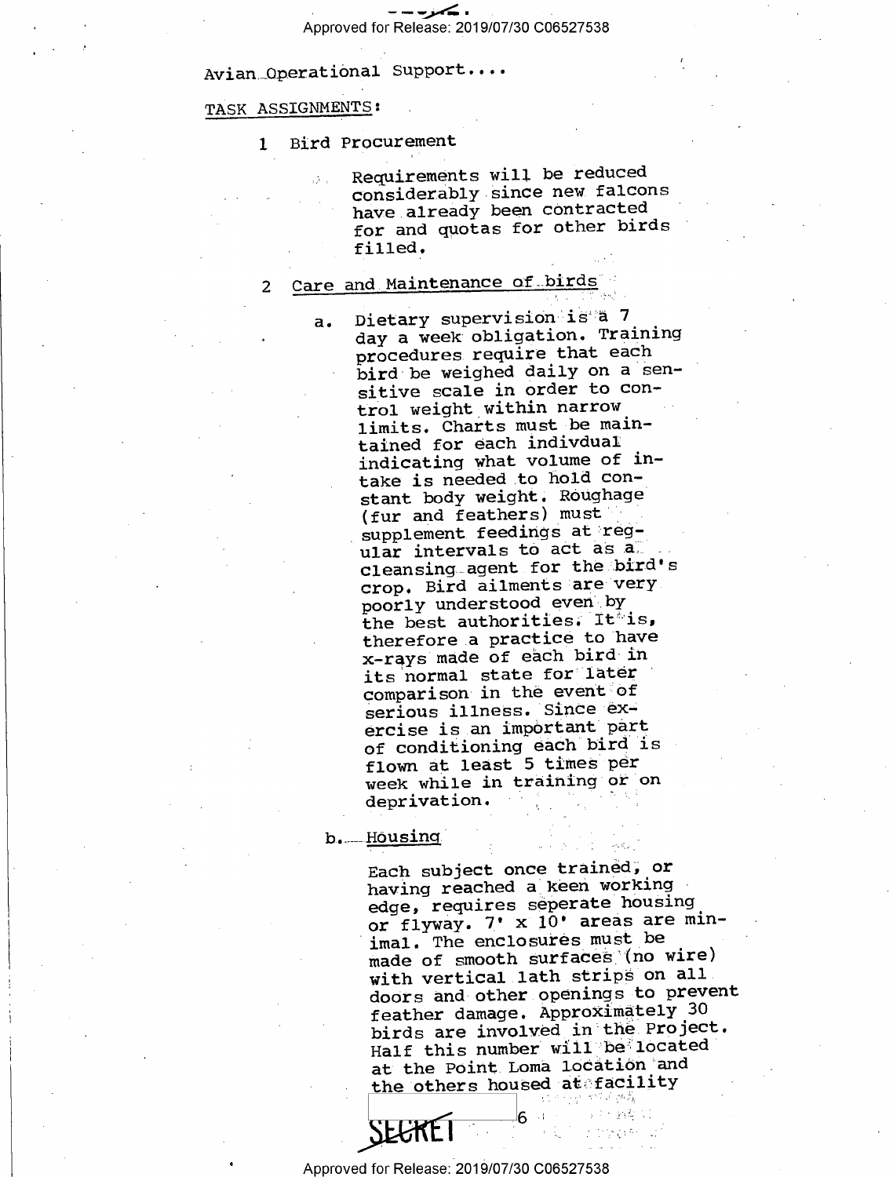Avian Operational Support....

TASK ASSIGNMENTS:

1 Bird Procurement

Requirements will be reduced considerably since new falcons have already been contracted for and quotas for other birds filled.

2 Care and Maintenance of birds

a. Dietary supervision is a 7 day a week obligation. Training procedures require that each bird be weighed daily on a sensitive scale in order to control weight within narrow limits. Charts must be maintained for each indivdual indicating what volume of intake is needed to hold constant body weight. Roughage (fur and feathers) must supplement feedings at regular intervals to act as a cleansing agent for the bird's crop. Bird ailments are very poorly understood even by the best authorities. It is, therefore a practice to have x-rays made of each bird in its normal state for later comparison in the event of serious illness. Since exercise is an important part of conditioning each bird is flown at least 5 times per week while in training or on deprivation.

b. Housing

Each subject once trained, or having reached a keen working edge, requires seperate housing or flyway. 7' x 10' areas are minimal. The enclosures must be made of smooth surfaces (no wire) with vertical lath strips on all doors and other openings to prevent feather damage. Approximately 30 birds are involved in the Project. Half this number will be located at the Point Loma location and the others housed at facility

SECRET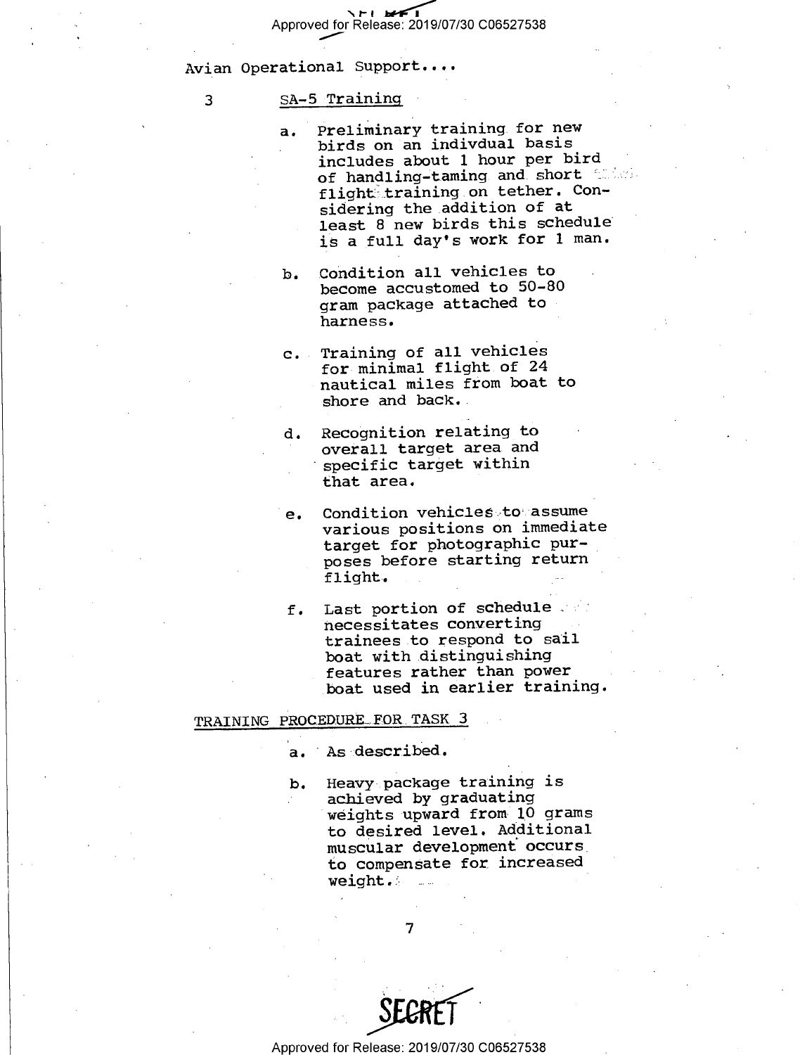Avian Operational Support....

3 SA-5 Training

a. Preliminary training for new birds on an indivdual basis includes about 1 hour per bird of handling-taming and short flight training on tether. Considering the addition of at least 8 new birds this schedule is a full day's work for 1 man.

b. Condition all vehicles to become accustomed to 50-80 gram package attached to harness.

c. Training of all vehicles for minimal flight of 24 nautical miles from boat to shore and back.

d. Recognition relating to overall target area and specific target within that area.

e. Condition vehicles to assume various positions on immediate target for photographic purposes before starting return flight.

f. Last portion of schedule necessitates converting trainees to respond to sail boat with distinguishing features rather than power boat used in earlier training.

TRAINING PROCEDURE FOR TASK 3

a. As described.

b. Heavy package training is achieved by graduating weights upward from 10 grams to desired level. Additional muscular development occurs to compensate for increased weight.

SECRET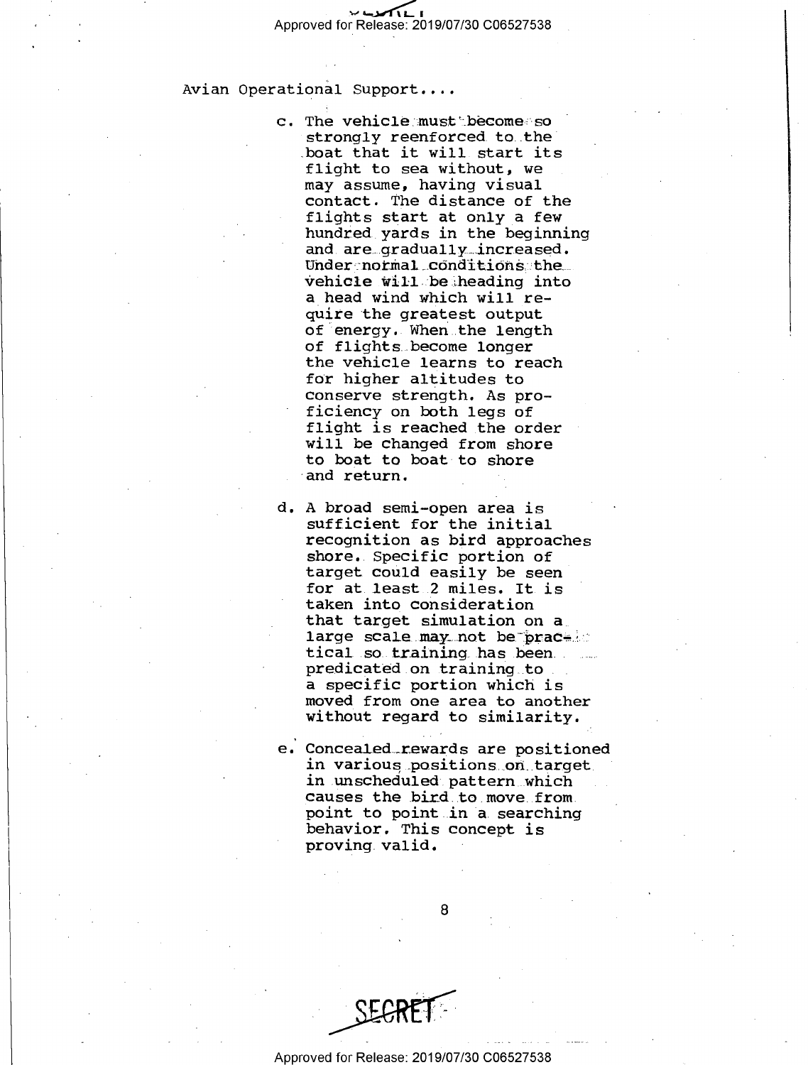Avian Operational Support....

c. The vehicle must become so strongly reenforced to the boat that it will start its flight to sea without, we may assume, having visual contact. The distance of the flights start at only a few hundred yards in the beginning and are gradually increased. Under normal conditions the vehicle will be heading into a head wind which will require the greatest output of energy. When the length of flights become longer the vehicle learns to reach for higher altitudes to conserve strength. As proficiency on both legs of flight is reached the order will be changed from shore to boat to boat to shore and return.

d. A broad semi-open area is sufficient for the initial recognition as bird approaches shore. Specific portion of target could easily be seen for at least 2 miles. It is taken into consideration that target simulation on a large scale may not be practical so training has been predicated on training to a specific portion which is moved from one area to another without regard to similarity.

e. Concealed rewards are positioned in various positions on target in unscheduled pattern which causes the bird to move from point to point in a searching behavior. This concept is proving valid.

SECRET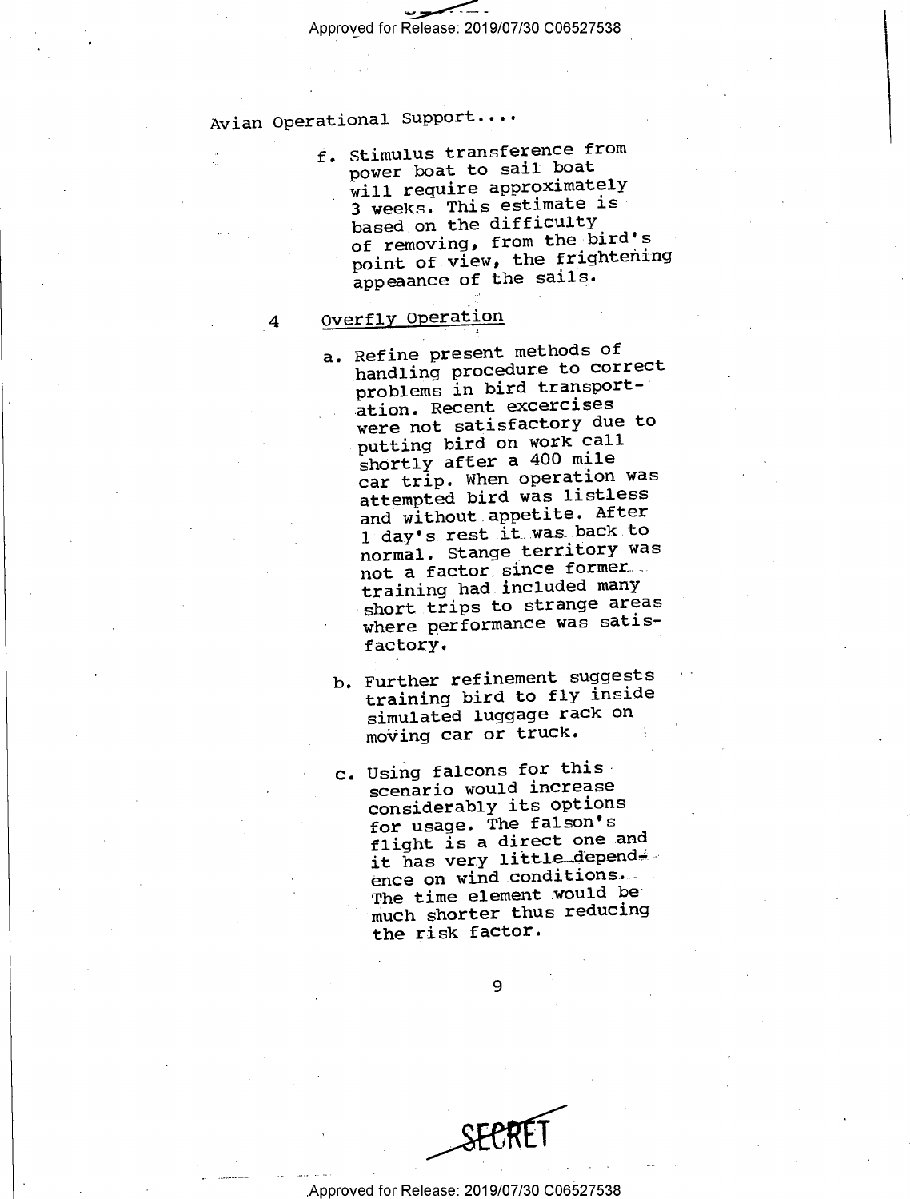Avian Operational Support....

f. Stimulus transference from power boat to sail boat will require approximately 3 weeks. This estimate is based on the difficulty of removing, from the bird's point of view, the frightening appeaance of the sails.

4 Overfly Operation

a. Refine present methods of handling procedure to correct problems in bird transportation. Recent excercises were not satisfactory due to putting bird on work call shortly after a 400 mile car trip. When operation was attempted bird was listless and without appetite. After 1 day's rest it was back to normal. Stange territory was not a factor since former training had included many short trips to strange areas where performance was satisfactory.

b. Further refinement suggests training bird to fly inside simulated luggage rack on moving car or truck.

c. Using falcons for this scenario would increase considerably its options for usage. The falson's flight is a direct one and it has very little dependence on wind conditions. The time element would be much shorter thus reducing the risk factor.

SECRET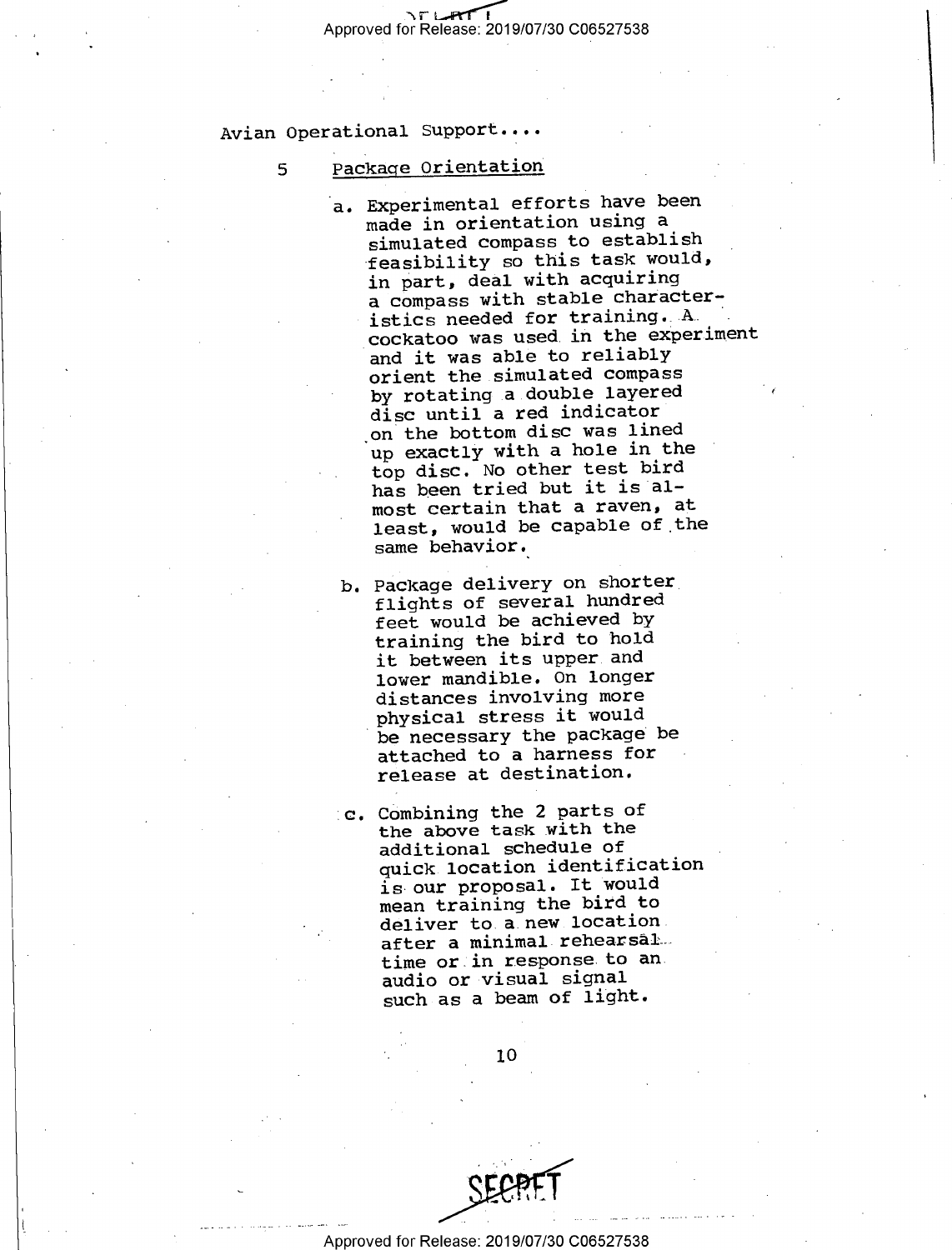Avian Operational Support....

5 Package Orientation

a. Experimental efforts have been made in orientation using a simulated compass to establish feasibility so this task would, in part, deal with acquiring a compass with stable characteristics needed for training. A cockatoo was used in the experiment and it was able to reliably orient the simulated compass by rotating a double layered disc until a red indicator on the bottom disc was lined up exactly with a hole in the top disc. No other test bird has been tried but it is almost certain that a raven, at least, would be capable of the same behavior.

b. Package delivery on shorter flights of several hundred feet would be achieved by training the bird to hold it between its upper and lower mandible. On longer distances involving more physical stress it would be necessary the package be attached to a harness for release at destination.

c. Combining the 2 parts of the above task with the additional schedule of quick location identification is our proposal. It would mean training the bird to deliver to a new location after a minimal rehearsal time or in response to an audio or visual signal such as a beam of light.

SECRET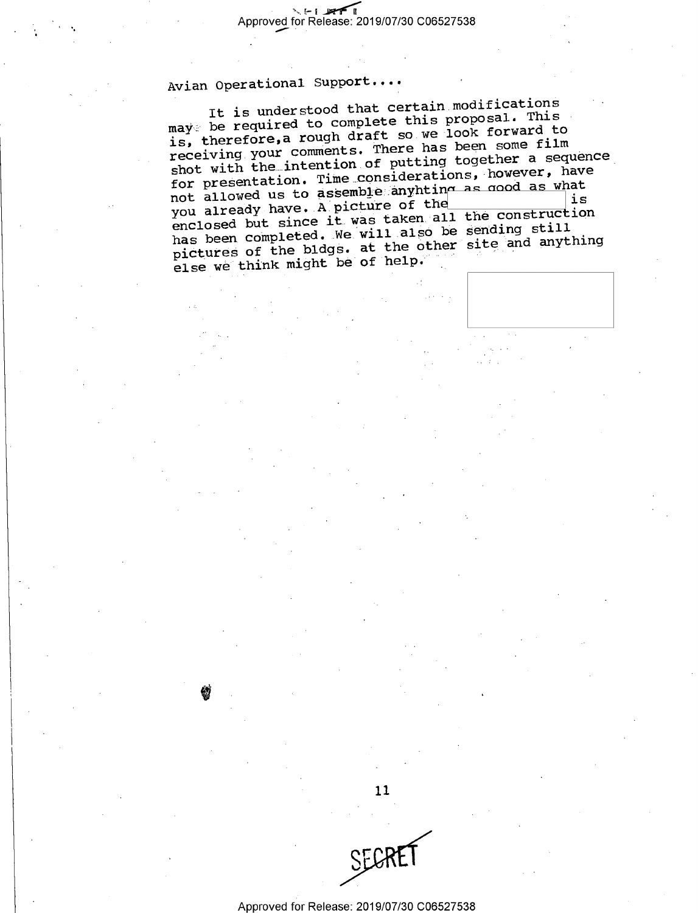Avian Operational Support....

It is understood that certain modifications may be required to complete this proposal. This is, therefore,a rough draft so we look forward to receiving your comments. There has been some film shot with the intention of putting together a sequence for presentation. Time considerations, however, have not allowed us to assemble anyhting as good as what you already have. A picture of the [redacted] is enclosed but since it was taken all the construction has been completed. We will also be sending still pictures of the bldgs. at the other site and anything else we think might be of help.

[redacted]

SECRET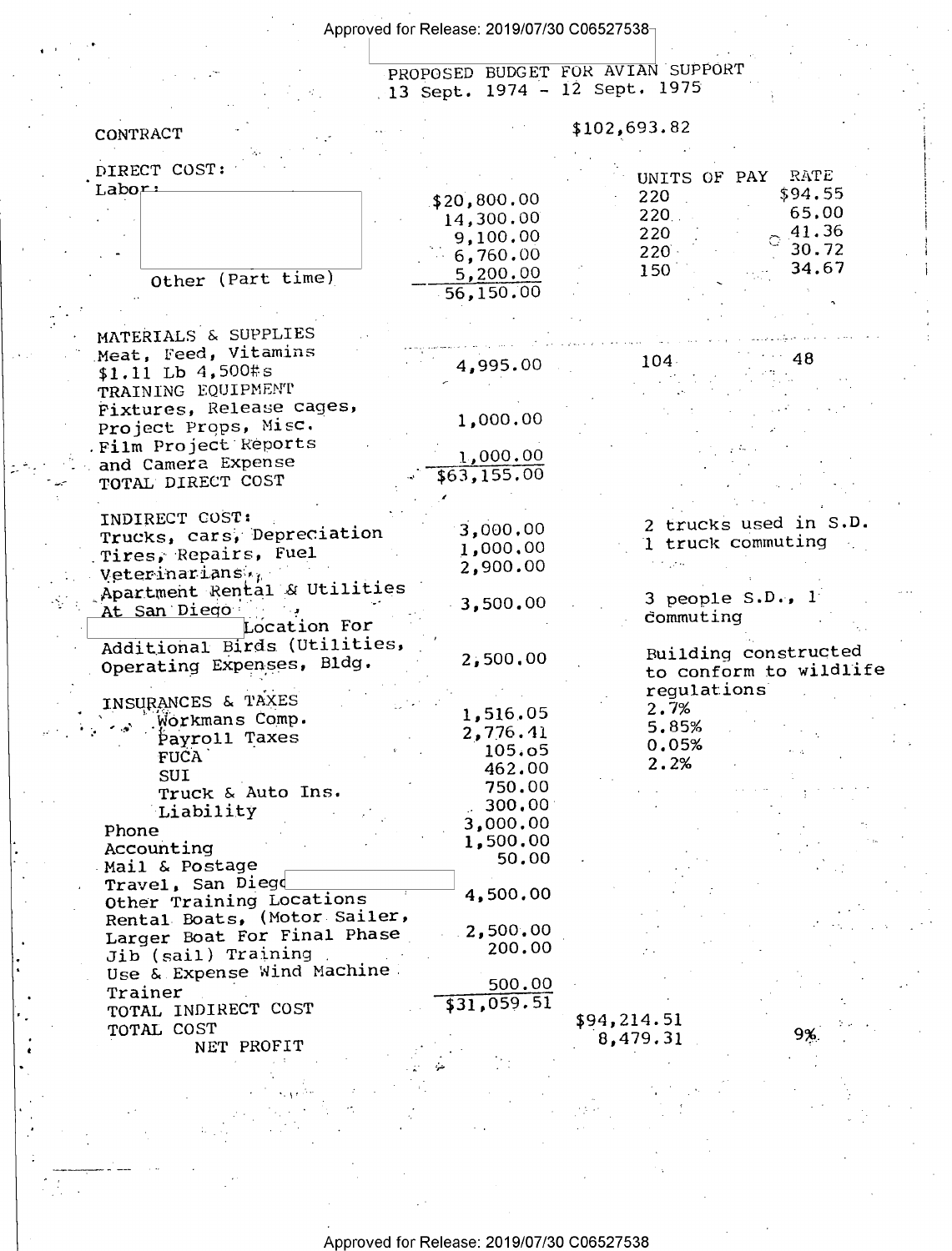PROPOSED BUDGET FOR AVIAN SUPPORT
13 Sept. 1974 - 12 Sept. 1975

| | | | | |
|---|---|---|---|---|
| CONTRACT | | $102,693.82 | | |
| DIRECT COST: | | | UNITS OF PAY | RATE |
| Labor: | $20,800.00 | | 220 | $94.55 |
| | 14,300.00 | | 220 | 65.00 |
| | 9,100.00 | | 220 | 41.36 |
| | 6,760.00 | | 220 | 30.72 |
| Other (Part time) | 5,200.00 | | 150 | 34.67 |
| | 56,150.00 | | | |
| MATERIALS & SUPPLIES | | | | |
| Meat, Feed, Vitamins $1.11 Lb 4,500#s | 4,995.00 | | 104 | 48 |
| TRAINING EQUIPMENT | | | | |
| Fixtures, Release cages, Project Props, Misc. | 1,000.00 | | | |
| Film Project Reports and Camera Expense | 1,000.00 | | | |
| TOTAL DIRECT COST | $63,155.00 | | | |
| INDIRECT COST: | | | | |
| Trucks, cars, Depreciation | 3,000.00 | | 2 trucks used in S.D. | |
| Tires, Repairs, Fuel | 1,000.00 | | 1 truck commuting | |
| Veterinarians, | 2,900.00 | | | |
| Apartment Rental & Utilities At San Diego | 3,500.00 | | 3 people S.D., 1 commuting | |
| Location For Additional Birds (Utilities, Operating Expenses, Bldg. | 2,500.00 | | Building constructed to conform to wildlife regulations | |
| INSURANCES & TAXES | | | | |
| Workmans Comp. | 1,516.05 | | 2.7% | |
| Payroll Taxes | 2,776.41 | | 5.85% | |
| FUCA | 105.05 | | 0.05% | |
| SUI | 462.00 | | 2.2% | |
| Truck & Auto Ins. | 750.00 | | | |
| Liability | 300.00 | | | |
| Phone | 3,000.00 | | | |
| Accounting | 1,500.00 | | | |
| Mail & Postage | 50.00 | | | |
| Travel, San Diego Other Training Locations | 4,500.00 | | | |
| Rental Boats, (Motor Sailer, Larger Boat For Final Phase | 2,500.00 | | | |
| Jib (sail) Training | 200.00 | | | |
| Use & Expense Wind Machine Trainer | 500.00 | | | |
| TOTAL INDIRECT COST | $31,059.51 | | | |
| TOTAL COST | | $94,214.51 | | |
| NET PROFIT | | 8,479.31 | | 9% |